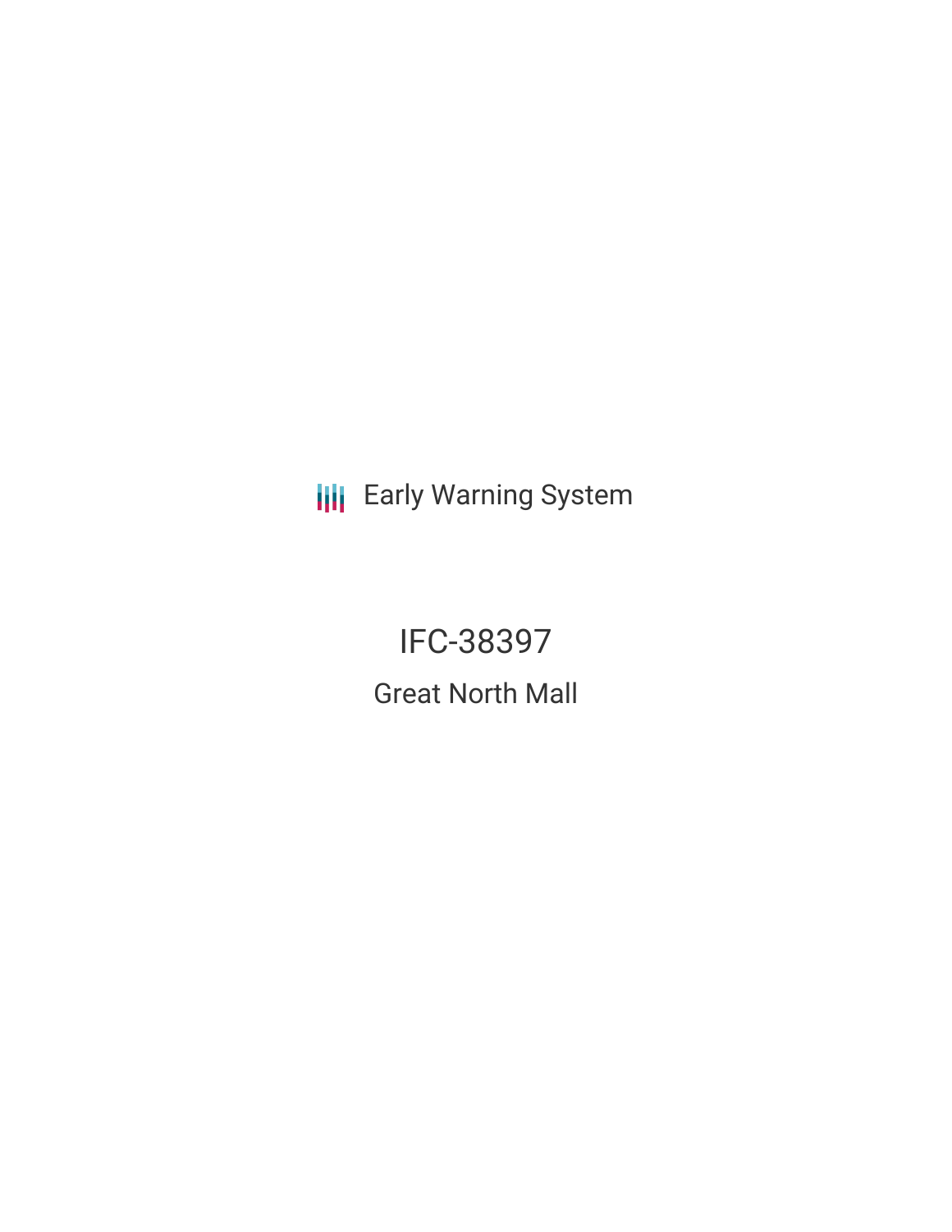Early Warning System

# IFC-38397

## Great North Mall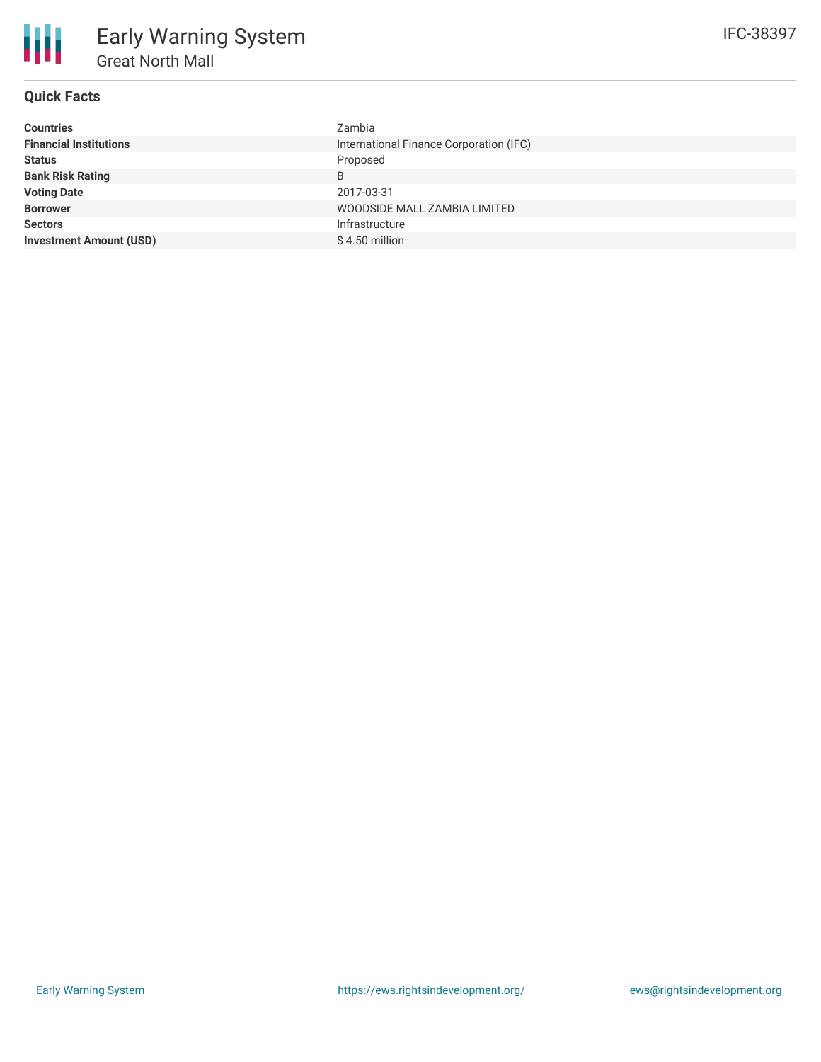# Early Warning System

## Great North Mall

IFC-38397

### Quick Facts

| | |
|---|---|
| **Countries** | Zambia |
| **Financial Institutions** | International Finance Corporation (IFC) |
| **Status** | Proposed |
| **Bank Risk Rating** | B |
| **Voting Date** | 2017-03-31 |
| **Borrower** | WOODSIDE MALL ZAMBIA LIMITED |
| **Sectors** | Infrastructure |
| **Investment Amount (USD)** | $ 4.50 million |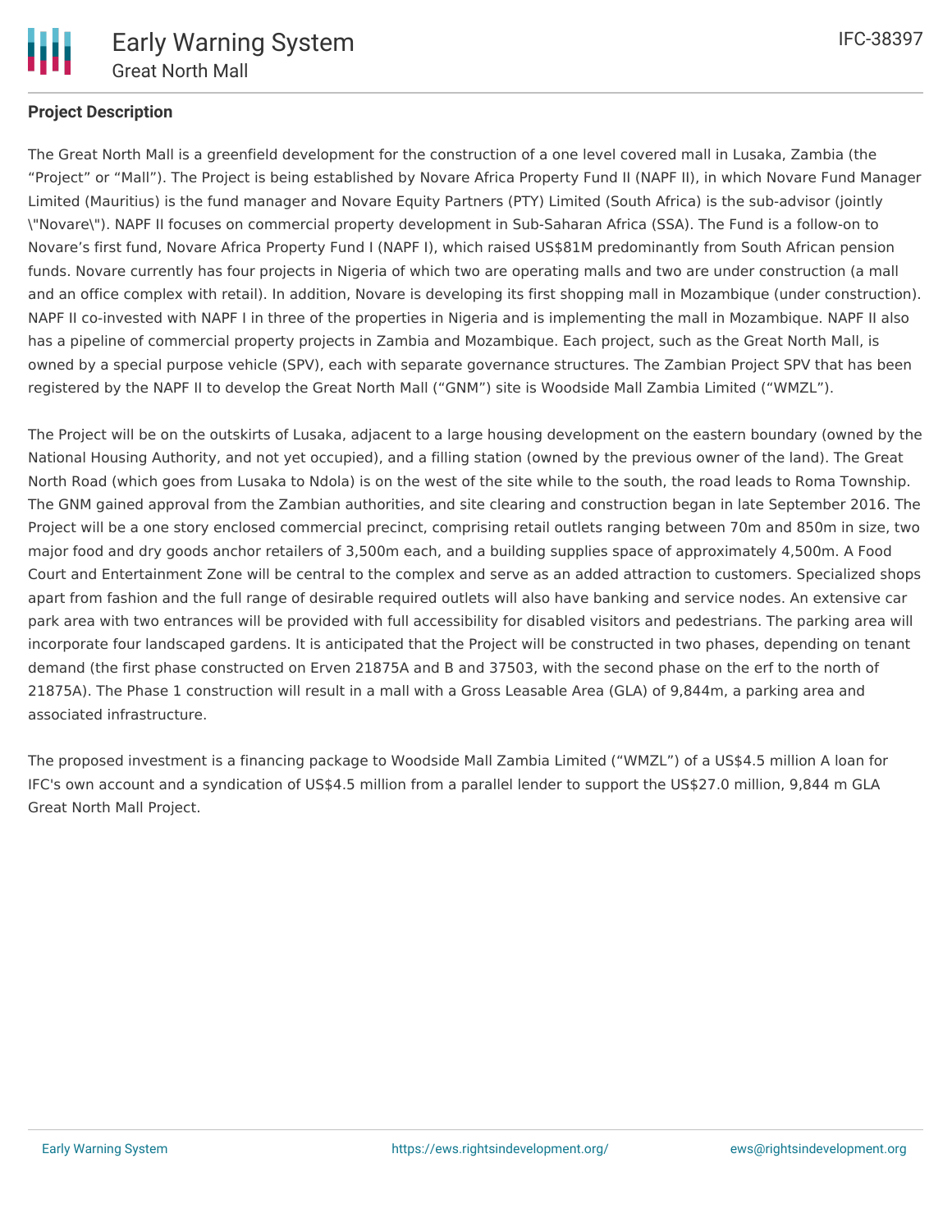## Project Description

The Great North Mall is a greenfield development for the construction of a one level covered mall in Lusaka, Zambia (the "Project" or "Mall"). The Project is being established by Novare Africa Property Fund II (NAPF II), in which Novare Fund Manager Limited (Mauritius) is the fund manager and Novare Equity Partners (PTY) Limited (South Africa) is the sub-advisor (jointly \"Novare\"). NAPF II focuses on commercial property development in Sub-Saharan Africa (SSA). The Fund is a follow-on to Novare's first fund, Novare Africa Property Fund I (NAPF I), which raised US$81M predominantly from South African pension funds. Novare currently has four projects in Nigeria of which two are operating malls and two are under construction (a mall and an office complex with retail). In addition, Novare is developing its first shopping mall in Mozambique (under construction). NAPF II co-invested with NAPF I in three of the properties in Nigeria and is implementing the mall in Mozambique. NAPF II also has a pipeline of commercial property projects in Zambia and Mozambique. Each project, such as the Great North Mall, is owned by a special purpose vehicle (SPV), each with separate governance structures. The Zambian Project SPV that has been registered by the NAPF II to develop the Great North Mall ("GNM") site is Woodside Mall Zambia Limited ("WMZL").

The Project will be on the outskirts of Lusaka, adjacent to a large housing development on the eastern boundary (owned by the National Housing Authority, and not yet occupied), and a filling station (owned by the previous owner of the land). The Great North Road (which goes from Lusaka to Ndola) is on the west of the site while to the south, the road leads to Roma Township. The GNM gained approval from the Zambian authorities, and site clearing and construction began in late September 2016. The Project will be a one story enclosed commercial precinct, comprising retail outlets ranging between 70m and 850m in size, two major food and dry goods anchor retailers of 3,500m each, and a building supplies space of approximately 4,500m. A Food Court and Entertainment Zone will be central to the complex and serve as an added attraction to customers. Specialized shops apart from fashion and the full range of desirable required outlets will also have banking and service nodes. An extensive car park area with two entrances will be provided with full accessibility for disabled visitors and pedestrians. The parking area will incorporate four landscaped gardens. It is anticipated that the Project will be constructed in two phases, depending on tenant demand (the first phase constructed on Erven 21875A and B and 37503, with the second phase on the erf to the north of 21875A). The Phase 1 construction will result in a mall with a Gross Leasable Area (GLA) of 9,844m, a parking area and associated infrastructure.

The proposed investment is a financing package to Woodside Mall Zambia Limited ("WMZL") of a US$4.5 million A loan for IFC's own account and a syndication of US$4.5 million from a parallel lender to support the US$27.0 million, 9,844 m GLA Great North Mall Project.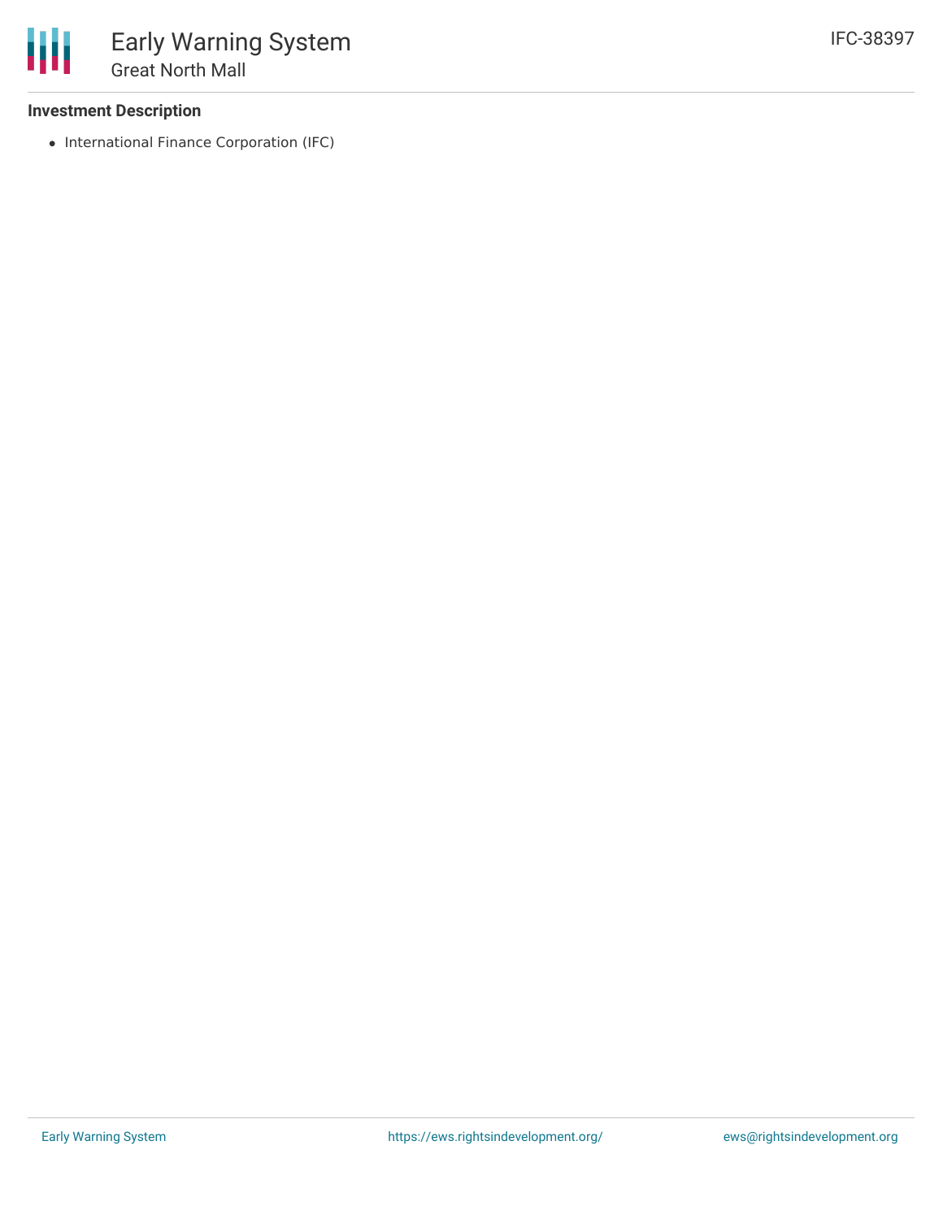### Investment Description

- International Finance Corporation (IFC)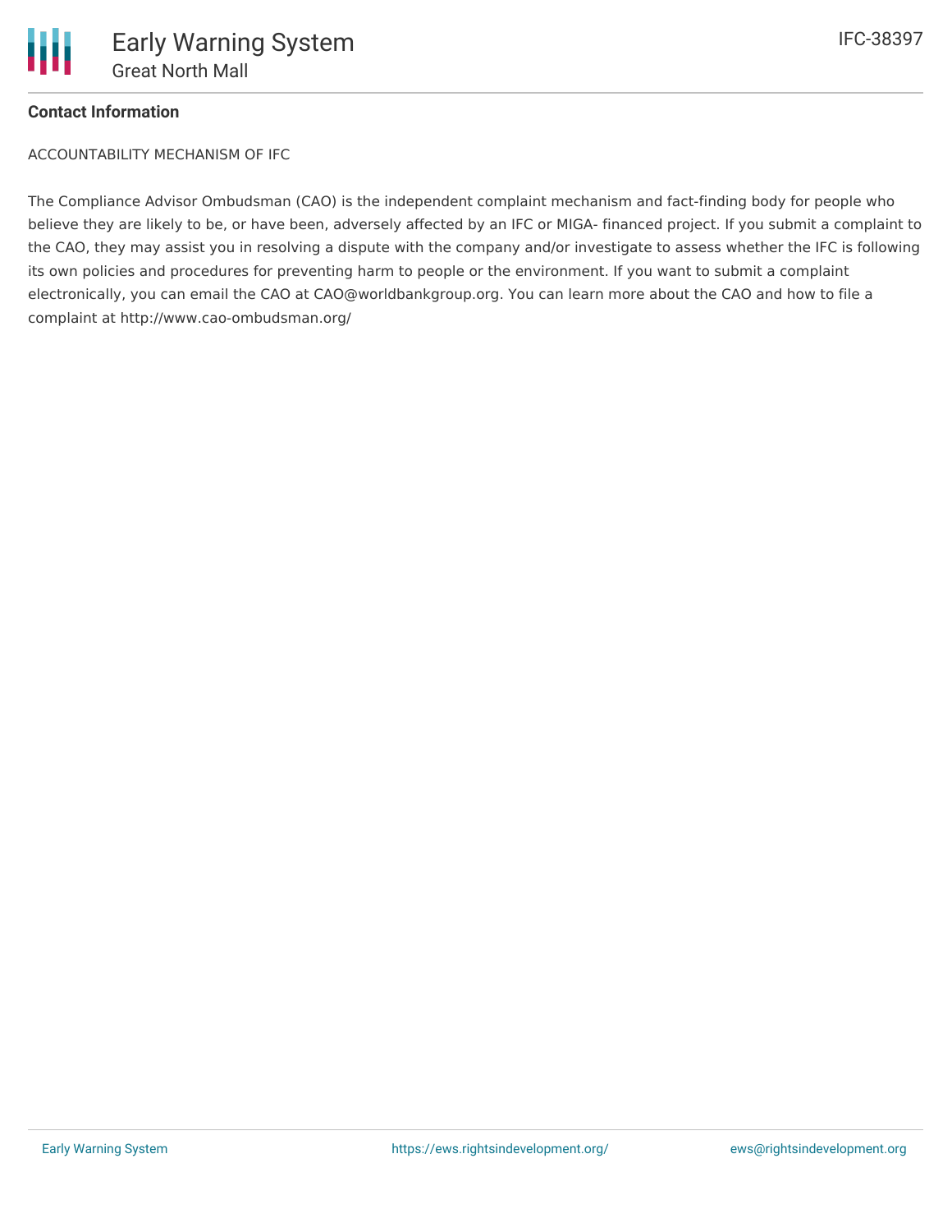## Contact Information

ACCOUNTABILITY MECHANISM OF IFC

The Compliance Advisor Ombudsman (CAO) is the independent complaint mechanism and fact-finding body for people who believe they are likely to be, or have been, adversely affected by an IFC or MIGA- financed project. If you submit a complaint to the CAO, they may assist you in resolving a dispute with the company and/or investigate to assess whether the IFC is following its own policies and procedures for preventing harm to people or the environment. If you want to submit a complaint electronically, you can email the CAO at CAO@worldbankgroup.org. You can learn more about the CAO and how to file a complaint at http://www.cao-ombudsman.org/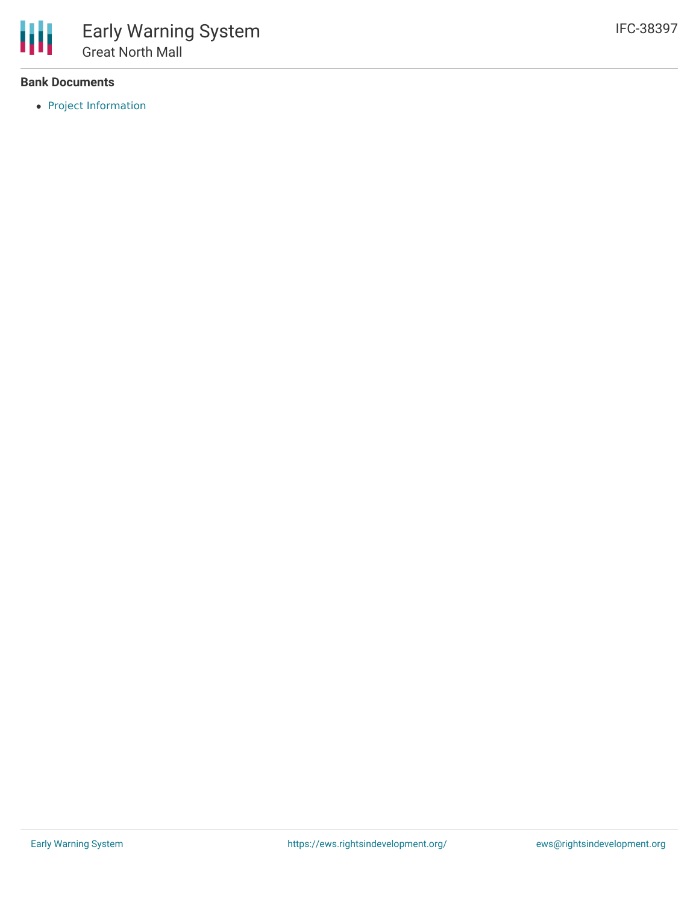**Bank Documents**

- Project Information